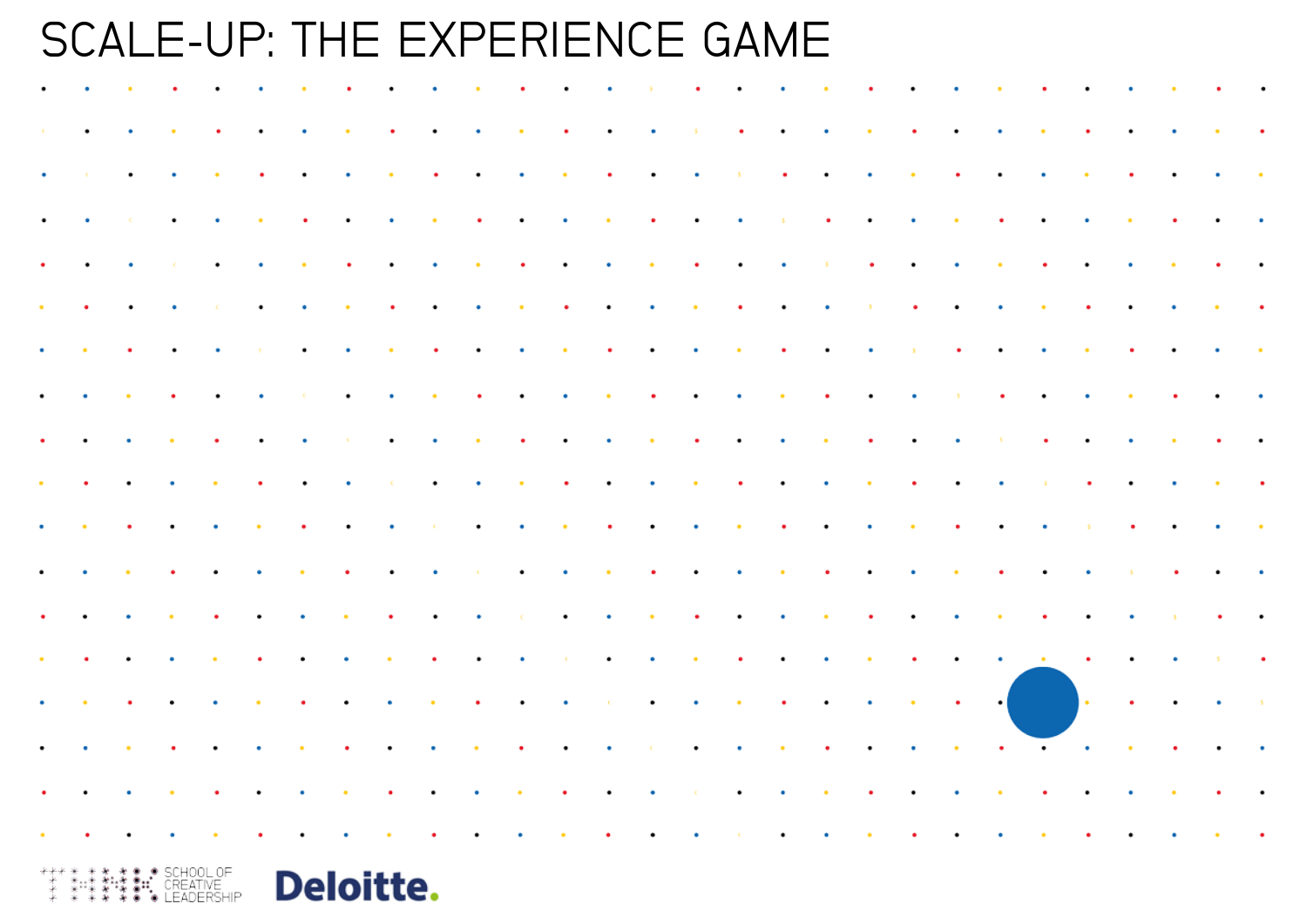# SCALE-UP: THE EXPERIENCE GAME

SCHOOL OF CREATIVE LEADERSHIP

Deloitte.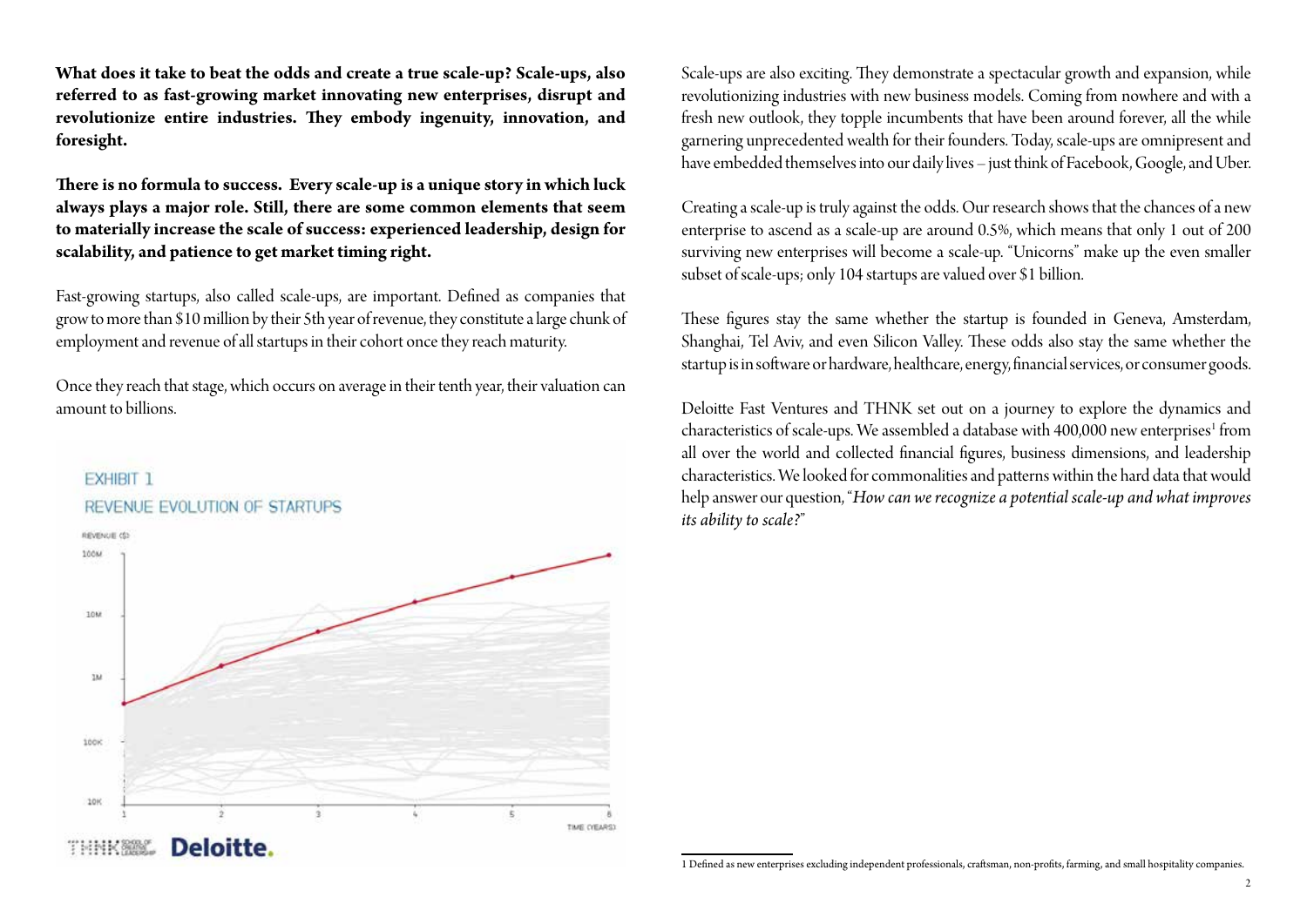**What does it take to beat the odds and create a true scale-up? Scale-ups, also referred to as fast-growing market innovating new enterprises, disrupt and revolutionize entire industries. They embody ingenuity, innovation, and foresight.**

**There is no formula to success. Every scale-up is a unique story in which luck always plays a major role. Still, there are some common elements that seem to materially increase the scale of success: experienced leadership, design for scalability, and patience to get market timing right.**

Fast-growing startups, also called scale-ups, are important. Defined as companies that grow to more than $10 million by their 5th year of revenue, they constitute a large chunk of employment and revenue of all startups in their cohort once they reach maturity.

Once they reach that stage, which occurs on average in their tenth year, their valuation can amount to billions.

EXHIBIT 1

REVENUE EVOLUTION OF STARTUPS

Scale-ups are also exciting. They demonstrate a spectacular growth and expansion, while revolutionizing industries with new business models. Coming from nowhere and with a fresh new outlook, they topple incumbents that have been around forever, all the while garnering unprecedented wealth for their founders. Today, scale-ups are omnipresent and have embedded themselves into our daily lives – just think of Facebook, Google, and Uber.

Creating a scale-up is truly against the odds. Our research shows that the chances of a new enterprise to ascend as a scale-up are around 0.5%, which means that only 1 out of 200 surviving new enterprises will become a scale-up. "Unicorns" make up the even smaller subset of scale-ups; only 104 startups are valued over $1 billion.

These figures stay the same whether the startup is founded in Geneva, Amsterdam, Shanghai, Tel Aviv, and even Silicon Valley. These odds also stay the same whether the startup is in software or hardware, healthcare, energy, financial services, or consumer goods.

Deloitte Fast Ventures and THNK set out on a journey to explore the dynamics and characteristics of scale-ups. We assembled a database with 400,000 new enterprises[1] from all over the world and collected financial figures, business dimensions, and leadership characteristics. We looked for commonalities and patterns within the hard data that would help answer our question, "*How can we recognize a potential scale-up and what improves its ability to scale?*"

[1] Defined as new enterprises excluding independent professionals, craftsman, non-profits, farming, and small hospitality companies.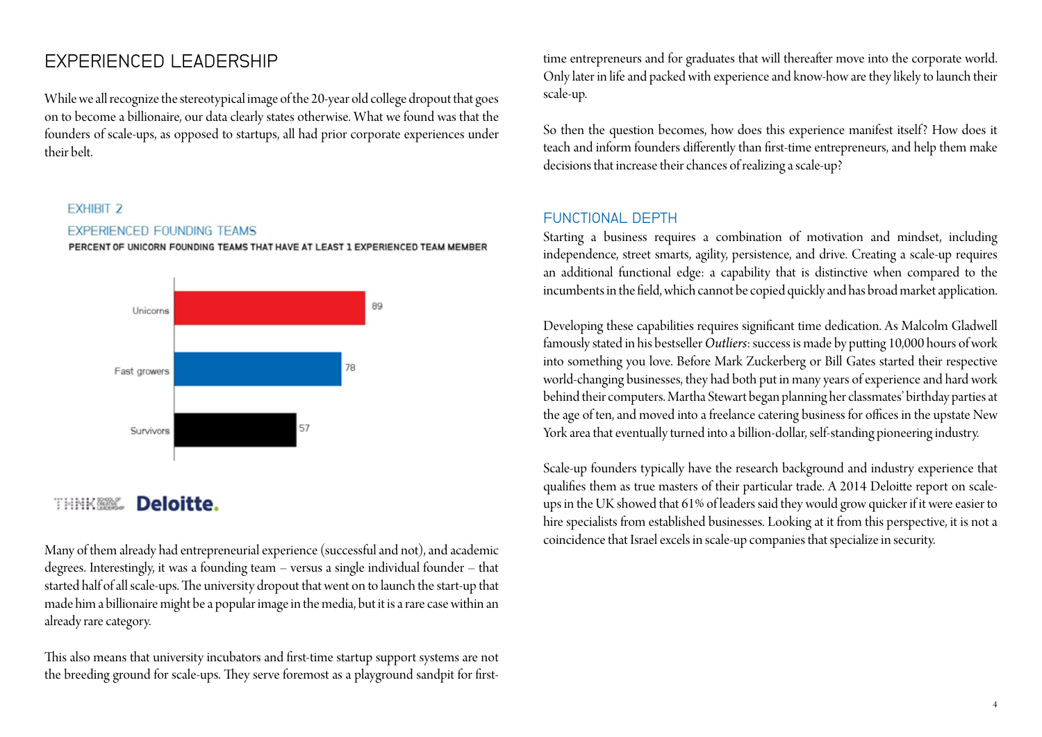## EXPERIENCED LEADERSHIP

While we all recognize the stereotypical image of the 20-year old college dropout that goes on to become a billionaire, our data clearly states otherwise. What we found was that the founders of scale-ups, as opposed to startups, all had prior corporate experiences under their belt.

EXHIBIT 2

EXPERIENCED FOUNDING TEAMS

PERCENT OF UNICORN FOUNDING TEAMS THAT HAVE AT LEAST 1 EXPERIENCED TEAM MEMBER

| Category | Percent |
|---|---|
| Unicorns | 89 |
| Fast growers | 78 |
| Survivors | 57 |

THNK Deloitte.

Many of them already had entrepreneurial experience (successful and not), and academic degrees. Interestingly, it was a founding team – versus a single individual founder – that started half of all scale-ups. The university dropout that went on to launch the start-up that made him a billionaire might be a popular image in the media, but it is a rare case within an already rare category.

This also means that university incubators and first-time startup support systems are not the breeding ground for scale-ups. They serve foremost as a playground sandpit for first-time entrepreneurs and for graduates that will thereafter move into the corporate world. Only later in life and packed with experience and know-how are they likely to launch their scale-up.

So then the question becomes, how does this experience manifest itself? How does it teach and inform founders differently than first-time entrepreneurs, and help them make decisions that increase their chances of realizing a scale-up?

### FUNCTIONAL DEPTH

Starting a business requires a combination of motivation and mindset, including independence, street smarts, agility, persistence, and drive. Creating a scale-up requires an additional functional edge: a capability that is distinctive when compared to the incumbents in the field, which cannot be copied quickly and has broad market application.

Developing these capabilities requires significant time dedication. As Malcolm Gladwell famously stated in his bestseller *Outliers*: success is made by putting 10,000 hours of work into something you love. Before Mark Zuckerberg or Bill Gates started their respective world-changing businesses, they had both put in many years of experience and hard work behind their computers. Martha Stewart began planning her classmates' birthday parties at the age of ten, and moved into a freelance catering business for offices in the upstate New York area that eventually turned into a billion-dollar, self-standing pioneering industry.

Scale-up founders typically have the research background and industry experience that qualifies them as true masters of their particular trade. A 2014 Deloitte report on scale-ups in the UK showed that 61% of leaders said they would grow quicker if it were easier to hire specialists from established businesses. Looking at it from this perspective, it is not a coincidence that Israel excels in scale-up companies that specialize in security.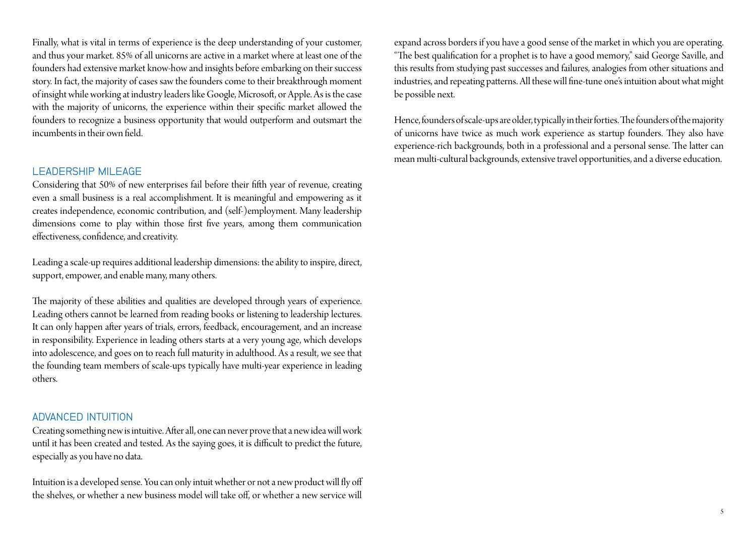Finally, what is vital in terms of experience is the deep understanding of your customer, and thus your market. 85% of all unicorns are active in a market where at least one of the founders had extensive market know-how and insights before embarking on their success story. In fact, the majority of cases saw the founders come to their breakthrough moment of insight while working at industry leaders like Google, Microsoft, or Apple. As is the case with the majority of unicorns, the experience within their specific market allowed the founders to recognize a business opportunity that would outperform and outsmart the incumbents in their own field.

## LEADERSHIP MILEAGE

Considering that 50% of new enterprises fail before their fifth year of revenue, creating even a small business is a real accomplishment. It is meaningful and empowering as it creates independence, economic contribution, and (self-)employment. Many leadership dimensions come to play within those first five years, among them communication effectiveness, confidence, and creativity.

Leading a scale-up requires additional leadership dimensions: the ability to inspire, direct, support, empower, and enable many, many others.

The majority of these abilities and qualities are developed through years of experience. Leading others cannot be learned from reading books or listening to leadership lectures. It can only happen after years of trials, errors, feedback, encouragement, and an increase in responsibility. Experience in leading others starts at a very young age, which develops into adolescence, and goes on to reach full maturity in adulthood. As a result, we see that the founding team members of scale-ups typically have multi-year experience in leading others.

## ADVANCED INTUITION

Creating something new is intuitive. After all, one can never prove that a new idea will work until it has been created and tested. As the saying goes, it is difficult to predict the future, especially as you have no data.

Intuition is a developed sense. You can only intuit whether or not a new product will fly off the shelves, or whether a new business model will take off, or whether a new service will expand across borders if you have a good sense of the market in which you are operating. "The best qualification for a prophet is to have a good memory," said George Saville, and this results from studying past successes and failures, analogies from other situations and industries, and repeating patterns. All these will fine-tune one's intuition about what might be possible next.

Hence, founders of scale-ups are older, typically in their forties. The founders of the majority of unicorns have twice as much work experience as startup founders. They also have experience-rich backgrounds, both in a professional and a personal sense. The latter can mean multi-cultural backgrounds, extensive travel opportunities, and a diverse education.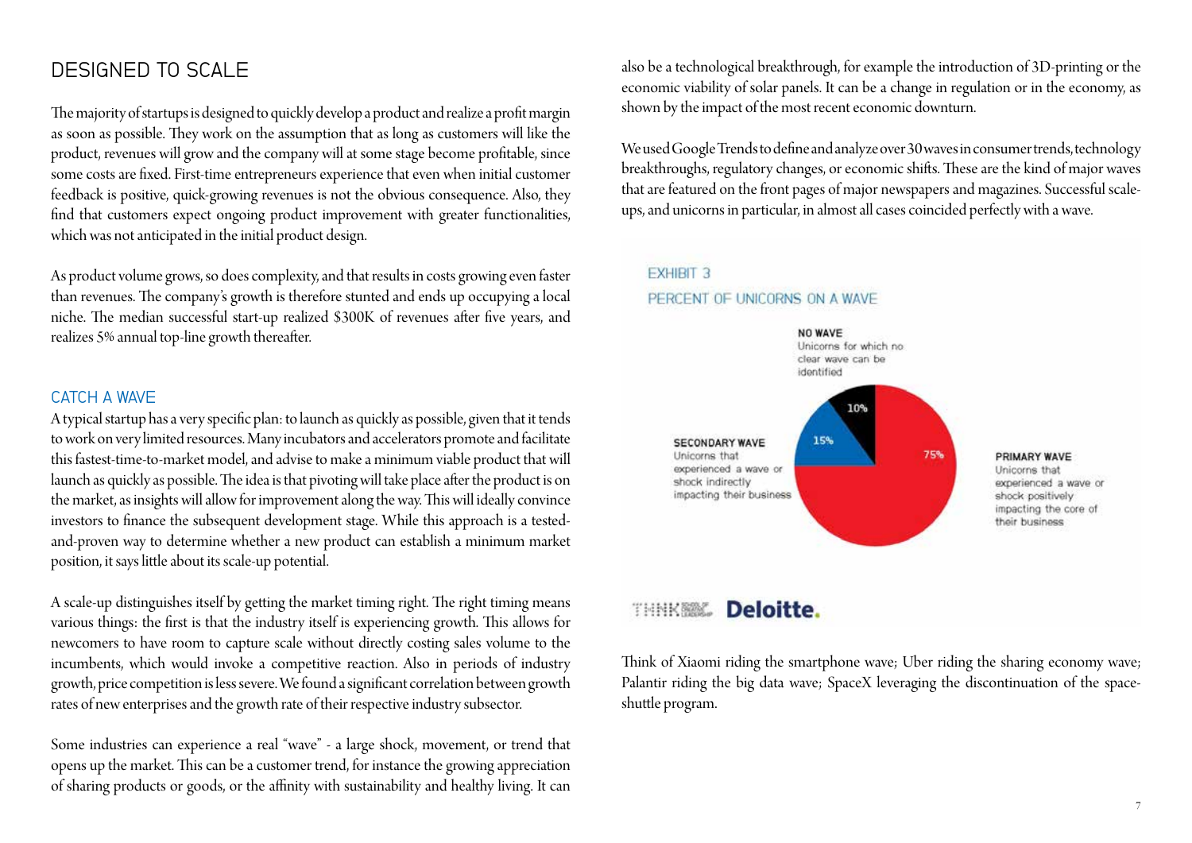## DESIGNED TO SCALE

The majority of startups is designed to quickly develop a product and realize a profit margin as soon as possible. They work on the assumption that as long as customers will like the product, revenues will grow and the company will at some stage become profitable, since some costs are fixed. First-time entrepreneurs experience that even when initial customer feedback is positive, quick-growing revenues is not the obvious consequence. Also, they find that customers expect ongoing product improvement with greater functionalities, which was not anticipated in the initial product design.

As product volume grows, so does complexity, and that results in costs growing even faster than revenues. The company's growth is therefore stunted and ends up occupying a local niche. The median successful start-up realized $300K of revenues after five years, and realizes 5% annual top-line growth thereafter.

### CATCH A WAVE

A typical startup has a very specific plan: to launch as quickly as possible, given that it tends to work on very limited resources. Many incubators and accelerators promote and facilitate this fastest-time-to-market model, and advise to make a minimum viable product that will launch as quickly as possible. The idea is that pivoting will take place after the product is on the market, as insights will allow for improvement along the way. This will ideally convince investors to finance the subsequent development stage. While this approach is a tested-and-proven way to determine whether a new product can establish a minimum market position, it says little about its scale-up potential.

A scale-up distinguishes itself by getting the market timing right. The right timing means various things: the first is that the industry itself is experiencing growth. This allows for newcomers to have room to capture scale without directly costing sales volume to the incumbents, which would invoke a competitive reaction. Also in periods of industry growth, price competition is less severe. We found a significant correlation between growth rates of new enterprises and the growth rate of their respective industry subsector.

Some industries can experience a real "wave" - a large shock, movement, or trend that opens up the market. This can be a customer trend, for instance the growing appreciation of sharing products or goods, or the affinity with sustainability and healthy living. It can also be a technological breakthrough, for example the introduction of 3D-printing or the economic viability of solar panels. It can be a change in regulation or in the economy, as shown by the impact of the most recent economic downturn.

We used Google Trends to define and analyze over 30 waves in consumer trends, technology breakthroughs, regulatory changes, or economic shifts. These are the kind of major waves that are featured on the front pages of major newspapers and magazines. Successful scale-ups, and unicorns in particular, in almost all cases coincided perfectly with a wave.

EXHIBIT 3

PERCENT OF UNICORNS ON A WAVE

| Category | Description | Percent |
| --- | --- | --- |
| PRIMARY WAVE | Unicorns that experienced a wave or shock positively impacting the core of their business | 75% |
| SECONDARY WAVE | Unicorns that experienced a wave or shock indirectly impacting their business | 15% |
| NO WAVE | Unicorns for which no clear wave can be identified | 10% |

THNK School of Creative Leadership · Deloitte.

Think of Xiaomi riding the smartphone wave; Uber riding the sharing economy wave; Palantir riding the big data wave; SpaceX leveraging the discontinuation of the space-shuttle program.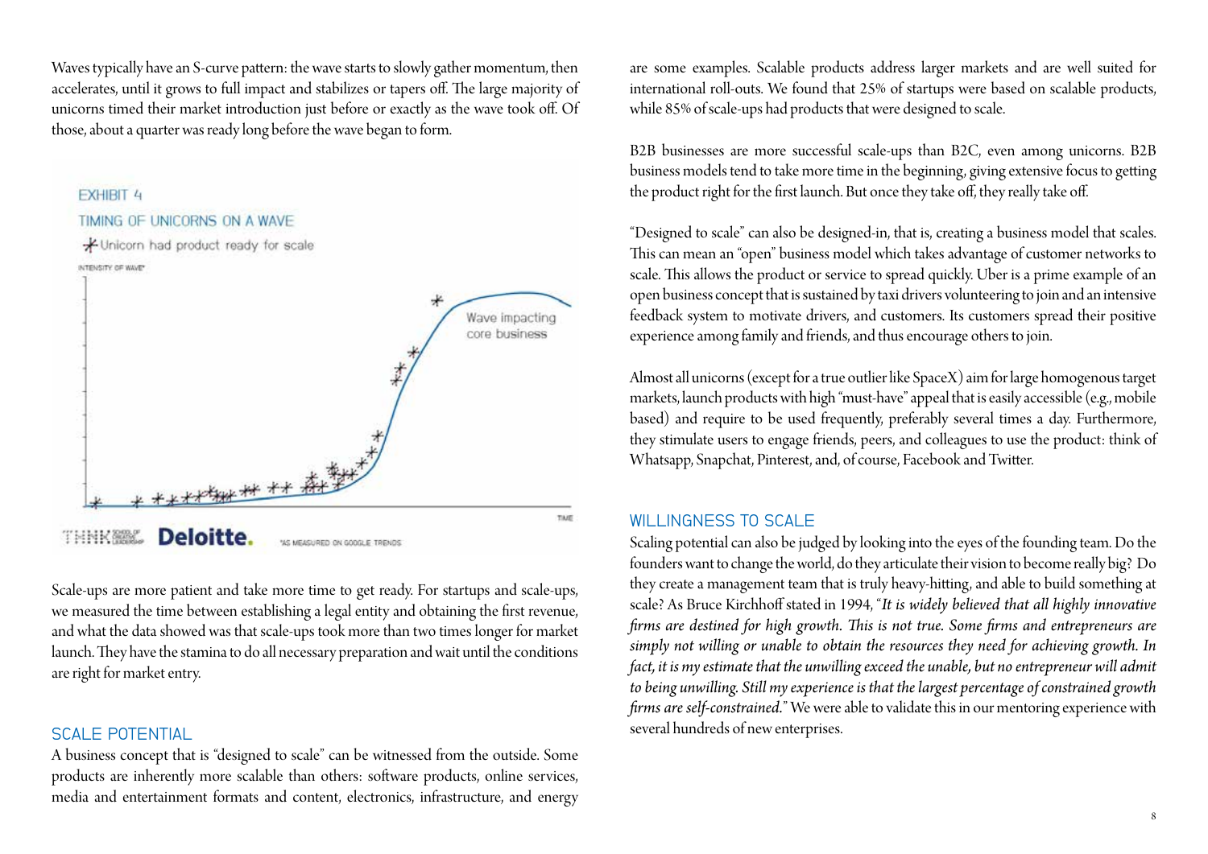Waves typically have an S-curve pattern: the wave starts to slowly gather momentum, then accelerates, until it grows to full impact and stabilizes or tapers off. The large majority of unicorns timed their market introduction just before or exactly as the wave took off. Of those, about a quarter was ready long before the wave began to form.

EXHIBIT 4

TIMING OF UNICORNS ON A WAVE

*Unicorn had product ready for scale

INTENSITY OF WAVE*

Wave impacting core business

TIME

*AS MEASURED ON GOOGLE TRENDS

Scale-ups are more patient and take more time to get ready. For startups and scale-ups, we measured the time between establishing a legal entity and obtaining the first revenue, and what the data showed was that scale-ups took more than two times longer for market launch. They have the stamina to do all necessary preparation and wait until the conditions are right for market entry.

## SCALE POTENTIAL

A business concept that is "designed to scale" can be witnessed from the outside. Some products are inherently more scalable than others: software products, online services, media and entertainment formats and content, electronics, infrastructure, and energy are some examples. Scalable products address larger markets and are well suited for international roll-outs. We found that 25% of startups were based on scalable products, while 85% of scale-ups had products that were designed to scale.

B2B businesses are more successful scale-ups than B2C, even among unicorns. B2B business models tend to take more time in the beginning, giving extensive focus to getting the product right for the first launch. But once they take off, they really take off.

"Designed to scale" can also be designed-in, that is, creating a business model that scales. This can mean an "open" business model which takes advantage of customer networks to scale. This allows the product or service to spread quickly. Uber is a prime example of an open business concept that is sustained by taxi drivers volunteering to join and an intensive feedback system to motivate drivers, and customers. Its customers spread their positive experience among family and friends, and thus encourage others to join.

Almost all unicorns (except for a true outlier like SpaceX) aim for large homogenous target markets, launch products with high "must-have" appeal that is easily accessible (e.g., mobile based) and require to be used frequently, preferably several times a day. Furthermore, they stimulate users to engage friends, peers, and colleagues to use the product: think of Whatsapp, Snapchat, Pinterest, and, of course, Facebook and Twitter.

## WILLINGNESS TO SCALE

Scaling potential can also be judged by looking into the eyes of the founding team. Do the founders want to change the world, do they articulate their vision to become really big? Do they create a management team that is truly heavy-hitting, and able to build something at scale? As Bruce Kirchhoff stated in 1994, "*It is widely believed that all highly innovative firms are destined for high growth. This is not true. Some firms and entrepreneurs are simply not willing or unable to obtain the resources they need for achieving growth. In fact, it is my estimate that the unwilling exceed the unable, but no entrepreneur will admit to being unwilling. Still my experience is that the largest percentage of constrained growth firms are self-constrained.*" We were able to validate this in our mentoring experience with several hundreds of new enterprises.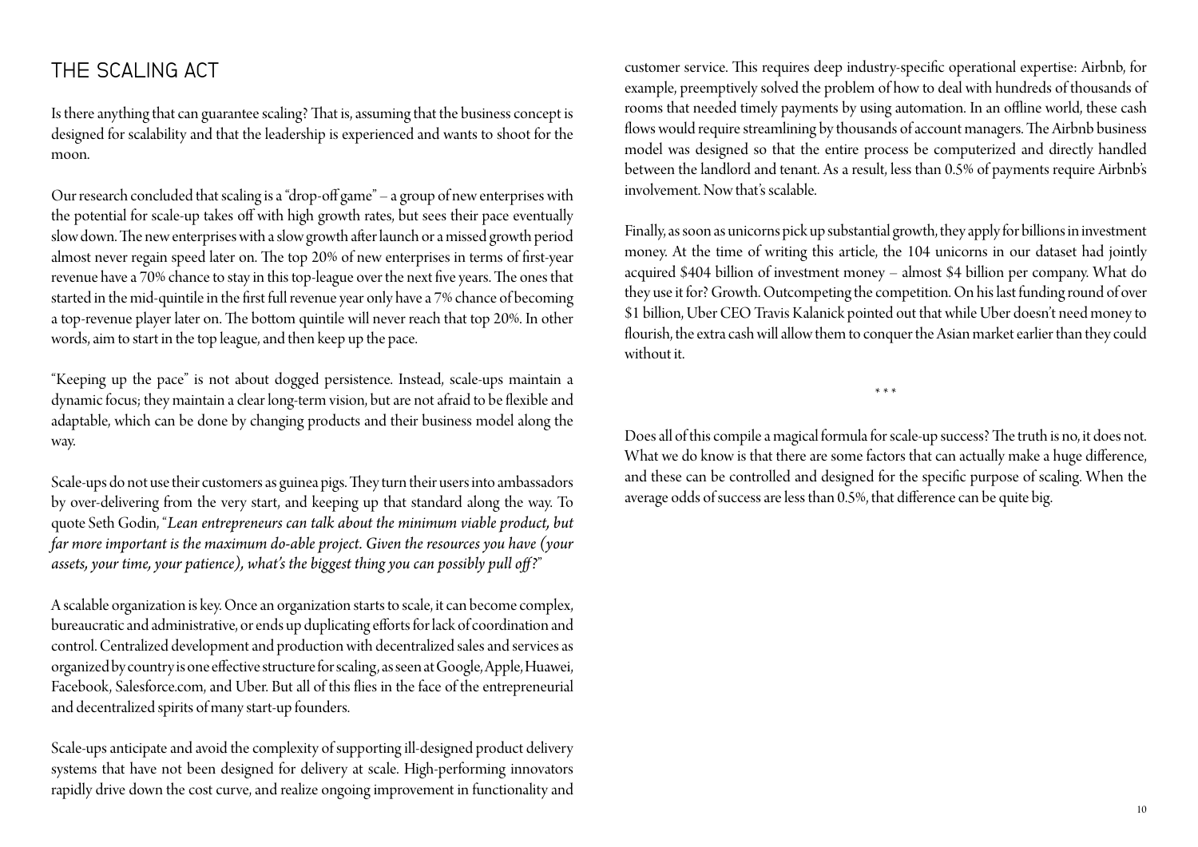## THE SCALING ACT

Is there anything that can guarantee scaling? That is, assuming that the business concept is designed for scalability and that the leadership is experienced and wants to shoot for the moon.

Our research concluded that scaling is a "drop-off game" – a group of new enterprises with the potential for scale-up takes off with high growth rates, but sees their pace eventually slow down. The new enterprises with a slow growth after launch or a missed growth period almost never regain speed later on. The top 20% of new enterprises in terms of first-year revenue have a 70% chance to stay in this top-league over the next five years. The ones that started in the mid-quintile in the first full revenue year only have a 7% chance of becoming a top-revenue player later on. The bottom quintile will never reach that top 20%. In other words, aim to start in the top league, and then keep up the pace.

"Keeping up the pace" is not about dogged persistence. Instead, scale-ups maintain a dynamic focus; they maintain a clear long-term vision, but are not afraid to be flexible and adaptable, which can be done by changing products and their business model along the way.

Scale-ups do not use their customers as guinea pigs. They turn their users into ambassadors by over-delivering from the very start, and keeping up that standard along the way. To quote Seth Godin, "*Lean entrepreneurs can talk about the minimum viable product, but far more important is the maximum do-able project. Given the resources you have (your assets, your time, your patience), what's the biggest thing you can possibly pull off?*"

A scalable organization is key. Once an organization starts to scale, it can become complex, bureaucratic and administrative, or ends up duplicating efforts for lack of coordination and control. Centralized development and production with decentralized sales and services as organized by country is one effective structure for scaling, as seen at Google, Apple, Huawei, Facebook, Salesforce.com, and Uber. But all of this flies in the face of the entrepreneurial and decentralized spirits of many start-up founders.

Scale-ups anticipate and avoid the complexity of supporting ill-designed product delivery systems that have not been designed for delivery at scale. High-performing innovators rapidly drive down the cost curve, and realize ongoing improvement in functionality and customer service. This requires deep industry-specific operational expertise: Airbnb, for example, preemptively solved the problem of how to deal with hundreds of thousands of rooms that needed timely payments by using automation. In an offline world, these cash flows would require streamlining by thousands of account managers. The Airbnb business model was designed so that the entire process be computerized and directly handled between the landlord and tenant. As a result, less than 0.5% of payments require Airbnb's involvement. Now that's scalable.

Finally, as soon as unicorns pick up substantial growth, they apply for billions in investment money. At the time of writing this article, the 104 unicorns in our dataset had jointly acquired $404 billion of investment money – almost $4 billion per company. What do they use it for? Growth. Outcompeting the competition. On his last funding round of over $1 billion, Uber CEO Travis Kalanick pointed out that while Uber doesn't need money to flourish, the extra cash will allow them to conquer the Asian market earlier than they could without it.

\* \* \*

Does all of this compile a magical formula for scale-up success? The truth is no, it does not. What we do know is that there are some factors that can actually make a huge difference, and these can be controlled and designed for the specific purpose of scaling. When the average odds of success are less than 0.5%, that difference can be quite big.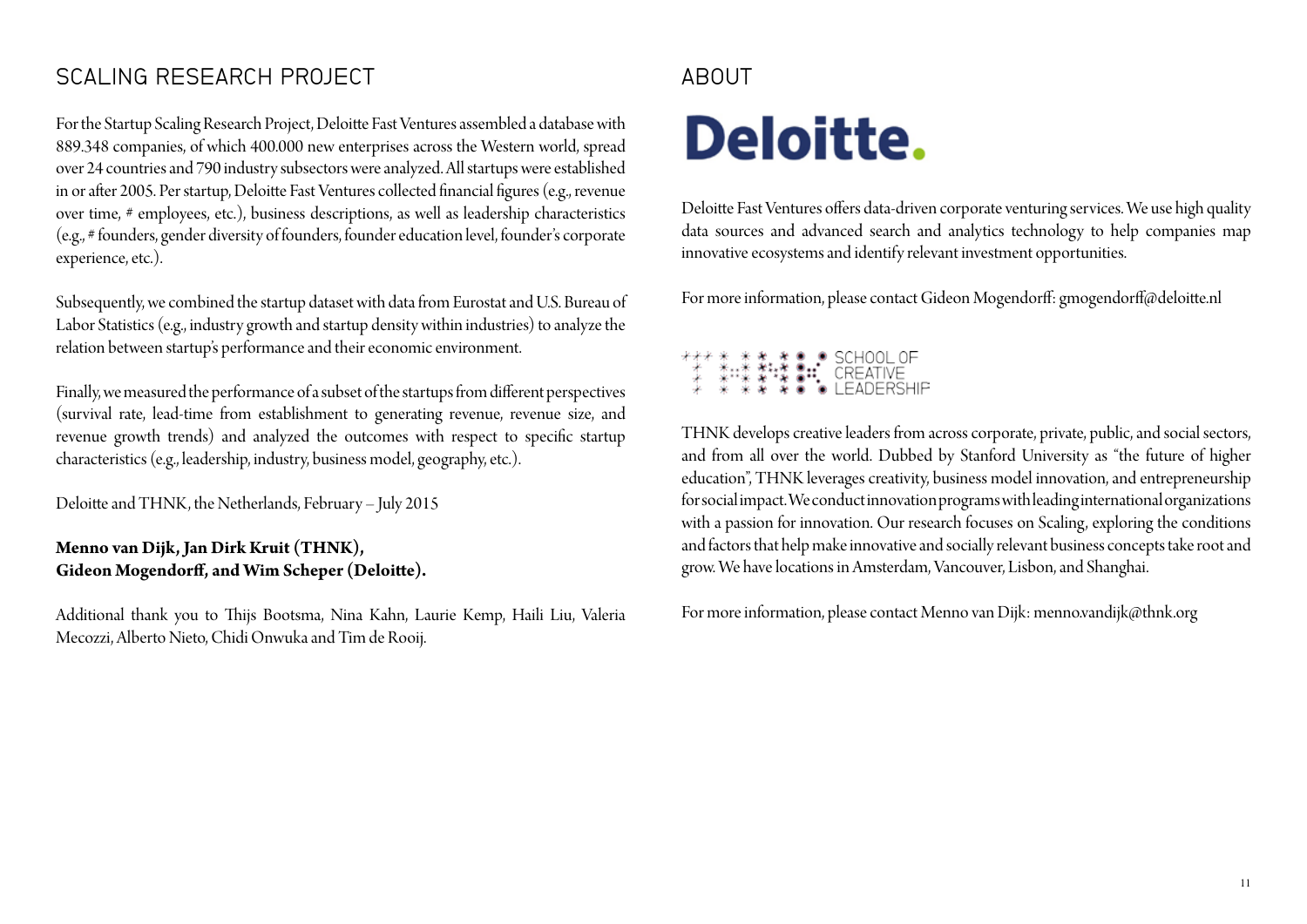## SCALING RESEARCH PROJECT

For the Startup Scaling Research Project, Deloitte Fast Ventures assembled a database with 889.348 companies, of which 400.000 new enterprises across the Western world, spread over 24 countries and 790 industry subsectors were analyzed. All startups were established in or after 2005. Per startup, Deloitte Fast Ventures collected financial figures (e.g., revenue over time, # employees, etc.), business descriptions, as well as leadership characteristics (e.g., # founders, gender diversity of founders, founder education level, founder's corporate experience, etc.).

Subsequently, we combined the startup dataset with data from Eurostat and U.S. Bureau of Labor Statistics (e.g., industry growth and startup density within industries) to analyze the relation between startup's performance and their economic environment.

Finally, we measured the performance of a subset of the startups from different perspectives (survival rate, lead-time from establishment to generating revenue, revenue size, and revenue growth trends) and analyzed the outcomes with respect to specific startup characteristics (e.g., leadership, industry, business model, geography, etc.).

Deloitte and THNK, the Netherlands, February – July 2015

**Menno van Dijk, Jan Dirk Kruit (THNK),**
**Gideon Mogendorff, and Wim Scheper (Deloitte).**

Additional thank you to Thijs Bootsma, Nina Kahn, Laurie Kemp, Haili Liu, Valeria Mecozzi, Alberto Nieto, Chidi Onwuka and Tim de Rooij.

## ABOUT

# Deloitte.

Deloitte Fast Ventures offers data-driven corporate venturing services. We use high quality data sources and advanced search and analytics technology to help companies map innovative ecosystems and identify relevant investment opportunities.

For more information, please contact Gideon Mogendorff: gmogendorff@deloitte.nl

SCHOOL OF CREATIVE LEADERSHIP

THNK develops creative leaders from across corporate, private, public, and social sectors, and from all over the world. Dubbed by Stanford University as "the future of higher education", THNK leverages creativity, business model innovation, and entrepreneurship for social impact. We conduct innovation programs with leading international organizations with a passion for innovation. Our research focuses on Scaling, exploring the conditions and factors that help make innovative and socially relevant business concepts take root and grow. We have locations in Amsterdam, Vancouver, Lisbon, and Shanghai.

For more information, please contact Menno van Dijk: menno.vandijk@thnk.org